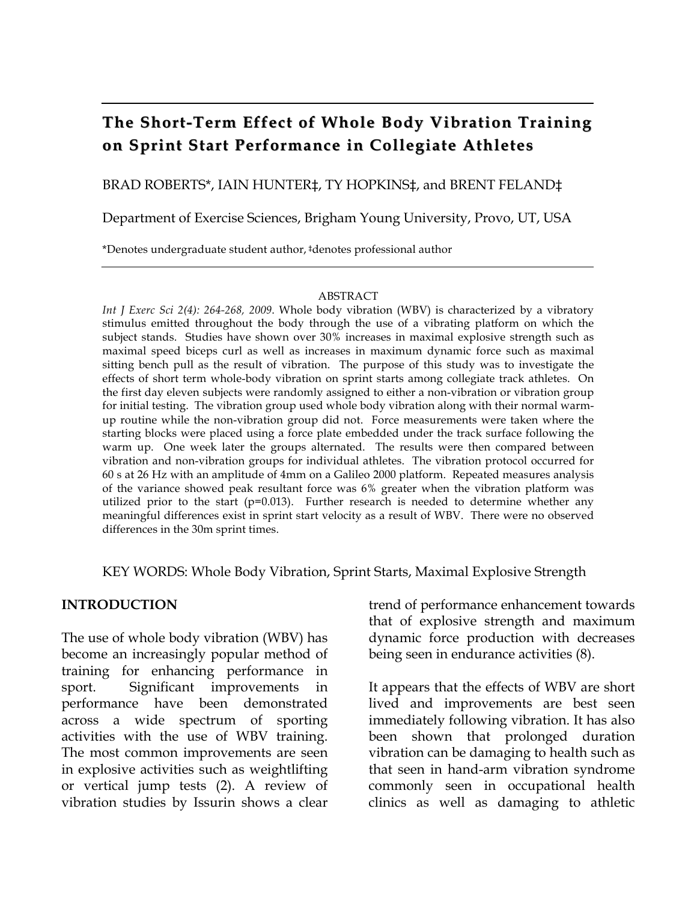# The Short-Term Effect of Whole Body Vibration Training on Sprint Start Performance in Collegiate Athletes

BRAD ROBERTS*, IAIN HUNTER‡, TY HOPKINS‡, and BRENT FELAND‡

Department of Exercise Sciences, Brigham Young University, Provo, UT, USA

*Denotes undergraduate student author, ‡denotes professional author

## ABSTRACT

*Int J Exerc Sci 2(4): 264-268, 2009*. Whole body vibration (WBV) is characterized by a vibratory stimulus emitted throughout the body through the use of a vibrating platform on which the subject stands. Studies have shown over 30% increases in maximal explosive strength such as maximal speed biceps curl as well as increases in maximum dynamic force such as maximal sitting bench pull as the result of vibration. The purpose of this study was to investigate the effects of short term whole-body vibration on sprint starts among collegiate track athletes. On the first day eleven subjects were randomly assigned to either a non-vibration or vibration group for initial testing. The vibration group used whole body vibration along with their normal warm-up routine while the non-vibration group did not. Force measurements were taken where the starting blocks were placed using a force plate embedded under the track surface following the warm up. One week later the groups alternated. The results were then compared between vibration and non-vibration groups for individual athletes. The vibration protocol occurred for 60 s at 26 Hz with an amplitude of 4mm on a Galileo 2000 platform. Repeated measures analysis of the variance showed peak resultant force was 6% greater when the vibration platform was utilized prior to the start ($p=0.013$). Further research is needed to determine whether any meaningful differences exist in sprint start velocity as a result of WBV. There were no observed differences in the 30m sprint times.

KEY WORDS: Whole Body Vibration, Sprint Starts, Maximal Explosive Strength

## INTRODUCTION

The use of whole body vibration (WBV) has become an increasingly popular method of training for enhancing performance in sport. Significant improvements in performance have been demonstrated across a wide spectrum of sporting activities with the use of WBV training. The most common improvements are seen in explosive activities such as weightlifting or vertical jump tests (2). A review of vibration studies by Issurin shows a clear trend of performance enhancement towards that of explosive strength and maximum dynamic force production with decreases being seen in endurance activities (8).

It appears that the effects of WBV are short lived and improvements are best seen immediately following vibration. It has also been shown that prolonged duration vibration can be damaging to health such as that seen in hand-arm vibration syndrome commonly seen in occupational health clinics as well as damaging to athletic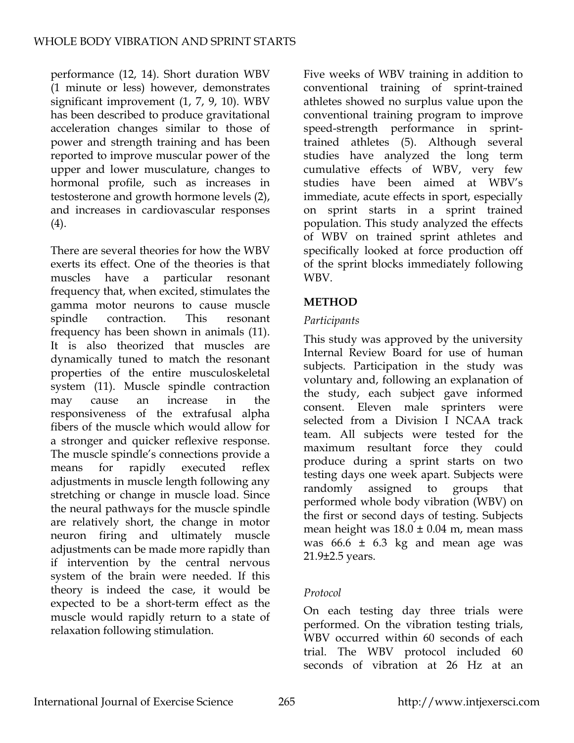performance (12, 14). Short duration WBV (1 minute or less) however, demonstrates significant improvement (1, 7, 9, 10). WBV has been described to produce gravitational acceleration changes similar to those of power and strength training and has been reported to improve muscular power of the upper and lower musculature, changes to hormonal profile, such as increases in testosterone and growth hormone levels (2), and increases in cardiovascular responses (4).

There are several theories for how the WBV exerts its effect. One of the theories is that muscles have a particular resonant frequency that, when excited, stimulates the gamma motor neurons to cause muscle spindle contraction. This resonant frequency has been shown in animals (11). It is also theorized that muscles are dynamically tuned to match the resonant properties of the entire musculoskeletal system (11). Muscle spindle contraction may cause an increase in the responsiveness of the extrafusal alpha fibers of the muscle which would allow for a stronger and quicker reflexive response. The muscle spindle's connections provide a means for rapidly executed reflex adjustments in muscle length following any stretching or change in muscle load. Since the neural pathways for the muscle spindle are relatively short, the change in motor neuron firing and ultimately muscle adjustments can be made more rapidly than if intervention by the central nervous system of the brain were needed. If this theory is indeed the case, it would be expected to be a short-term effect as the muscle would rapidly return to a state of relaxation following stimulation.

Five weeks of WBV training in addition to conventional training of sprint-trained athletes showed no surplus value upon the conventional training program to improve speed-strength performance in sprint-trained athletes (5). Although several studies have analyzed the long term cumulative effects of WBV, very few studies have been aimed at WBV's immediate, acute effects in sport, especially on sprint starts in a sprint trained population. This study analyzed the effects of WBV on trained sprint athletes and specifically looked at force production off of the sprint blocks immediately following WBV.

## METHOD

*Participants*

This study was approved by the university Internal Review Board for use of human subjects. Participation in the study was voluntary and, following an explanation of the study, each subject gave informed consent. Eleven male sprinters were selected from a Division I NCAA track team. All subjects were tested for the maximum resultant force they could produce during a sprint starts on two testing days one week apart. Subjects were randomly assigned to groups that performed whole body vibration (WBV) on the first or second days of testing. Subjects mean height was $18.0 \pm 0.04$ m, mean mass was $66.6 \pm 6.3$ kg and mean age was $21.9 \pm 2.5$ years.

*Protocol*

On each testing day three trials were performed. On the vibration testing trials, WBV occurred within 60 seconds of each trial. The WBV protocol included 60 seconds of vibration at 26 Hz at an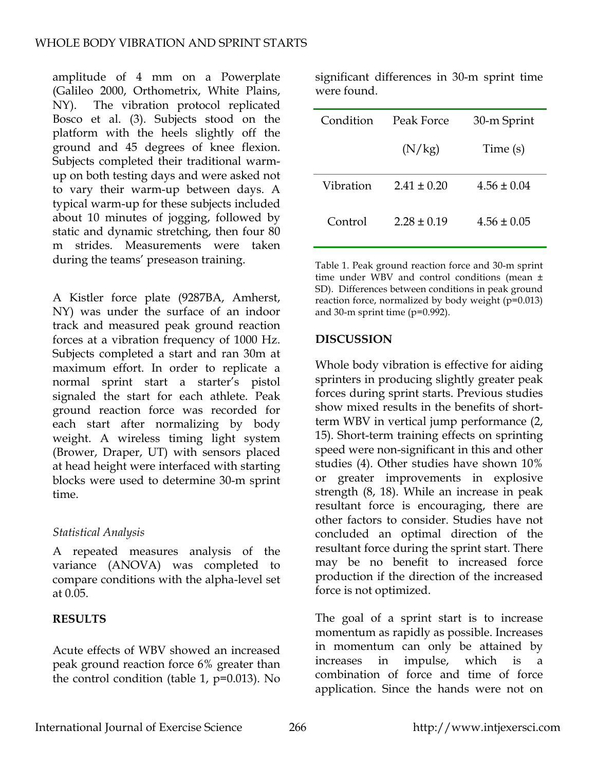amplitude of 4 mm on a Powerplate (Galileo 2000, Orthometrix, White Plains, NY). The vibration protocol replicated Bosco et al. (3). Subjects stood on the platform with the heels slightly off the ground and 45 degrees of knee flexion. Subjects completed their traditional warm-up on both testing days and were asked not to vary their warm-up between days. A typical warm-up for these subjects included about 10 minutes of jogging, followed by static and dynamic stretching, then four 80 m strides. Measurements were taken during the teams' preseason training.

A Kistler force plate (9287BA, Amherst, NY) was under the surface of an indoor track and measured peak ground reaction forces at a vibration frequency of 1000 Hz. Subjects completed a start and ran 30m at maximum effort. In order to replicate a normal sprint start a starter's pistol signaled the start for each athlete. Peak ground reaction force was recorded for each start after normalizing by body weight. A wireless timing light system (Brower, Draper, UT) with sensors placed at head height were interfaced with starting blocks were used to determine 30-m sprint time.

*Statistical Analysis*

A repeated measures analysis of the variance (ANOVA) was completed to compare conditions with the alpha-level set at 0.05.

**RESULTS**

Acute effects of WBV showed an increased peak ground reaction force 6% greater than the control condition (table 1, p=0.013). No significant differences in 30-m sprint time were found.

| Condition | Peak Force (N/kg) | 30-m Sprint Time (s) |
|---|---|---|
| Vibration | 2.41 ± 0.20 | 4.56 ± 0.04 |
| Control | 2.28 ± 0.19 | 4.56 ± 0.05 |

Table 1. Peak ground reaction force and 30-m sprint time under WBV and control conditions (mean ± SD). Differences between conditions in peak ground reaction force, normalized by body weight (p=0.013) and 30-m sprint time (p=0.992).

**DISCUSSION**

Whole body vibration is effective for aiding sprinters in producing slightly greater peak forces during sprint starts. Previous studies show mixed results in the benefits of short-term WBV in vertical jump performance (2, 15). Short-term training effects on sprinting speed were non-significant in this and other studies (4). Other studies have shown 10% or greater improvements in explosive strength (8, 18). While an increase in peak resultant force is encouraging, there are other factors to consider. Studies have not concluded an optimal direction of the resultant force during the sprint start. There may be no benefit to increased force production if the direction of the increased force is not optimized.

The goal of a sprint start is to increase momentum as rapidly as possible. Increases in momentum can only be attained by increases in impulse, which is a combination of force and time of force application. Since the hands were not on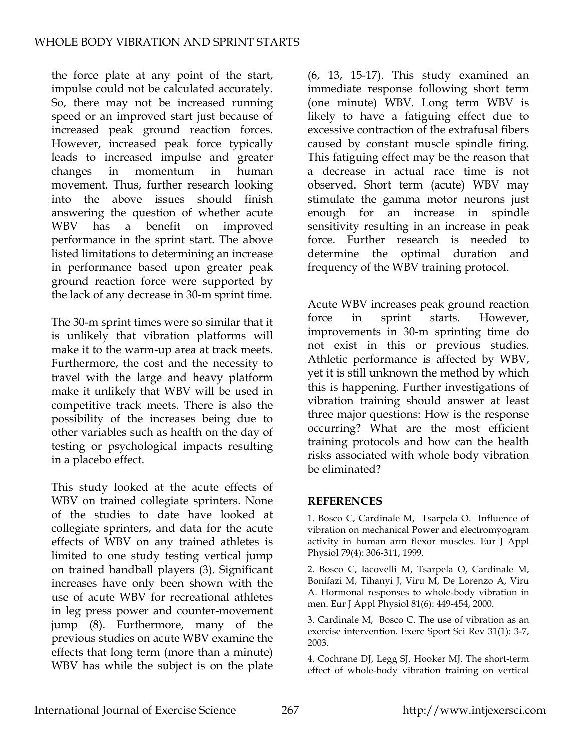the force plate at any point of the start, impulse could not be calculated accurately. So, there may not be increased running speed or an improved start just because of increased peak ground reaction forces. However, increased peak force typically leads to increased impulse and greater changes in momentum in human movement. Thus, further research looking into the above issues should finish answering the question of whether acute WBV has a benefit on improved performance in the sprint start. The above listed limitations to determining an increase in performance based upon greater peak ground reaction force were supported by the lack of any decrease in 30-m sprint time.

The 30-m sprint times were so similar that it is unlikely that vibration platforms will make it to the warm-up area at track meets. Furthermore, the cost and the necessity to travel with the large and heavy platform make it unlikely that WBV will be used in competitive track meets. There is also the possibility of the increases being due to other variables such as health on the day of testing or psychological impacts resulting in a placebo effect.

This study looked at the acute effects of WBV on trained collegiate sprinters. None of the studies to date have looked at collegiate sprinters, and data for the acute effects of WBV on any trained athletes is limited to one study testing vertical jump on trained handball players (3). Significant increases have only been shown with the use of acute WBV for recreational athletes in leg press power and counter-movement jump (8). Furthermore, many of the previous studies on acute WBV examine the effects that long term (more than a minute) WBV has while the subject is on the plate (6, 13, 15-17). This study examined an immediate response following short term (one minute) WBV. Long term WBV is likely to have a fatiguing effect due to excessive contraction of the extrafusal fibers caused by constant muscle spindle firing. This fatiguing effect may be the reason that a decrease in actual race time is not observed. Short term (acute) WBV may stimulate the gamma motor neurons just enough for an increase in spindle sensitivity resulting in an increase in peak force. Further research is needed to determine the optimal duration and frequency of the WBV training protocol.

Acute WBV increases peak ground reaction force in sprint starts. However, improvements in 30-m sprinting time do not exist in this or previous studies. Athletic performance is affected by WBV, yet it is still unknown the method by which this is happening. Further investigations of vibration training should answer at least three major questions: How is the response occurring? What are the most efficient training protocols and how can the health risks associated with whole body vibration be eliminated?

## REFERENCES

1. Bosco C, Cardinale M, Tsarpela O. Influence of vibration on mechanical Power and electromyogram activity in human arm flexor muscles. Eur J Appl Physiol 79(4): 306-311, 1999.

2. Bosco C, Iacovelli M, Tsarpela O, Cardinale M, Bonifazi M, Tihanyi J, Viru M, De Lorenzo A, Viru A. Hormonal responses to whole-body vibration in men. Eur J Appl Physiol 81(6): 449-454, 2000.

3. Cardinale M, Bosco C. The use of vibration as an exercise intervention. Exerc Sport Sci Rev 31(1): 3-7, 2003.

4. Cochrane DJ, Legg SJ, Hooker MJ. The short-term effect of whole-body vibration training on vertical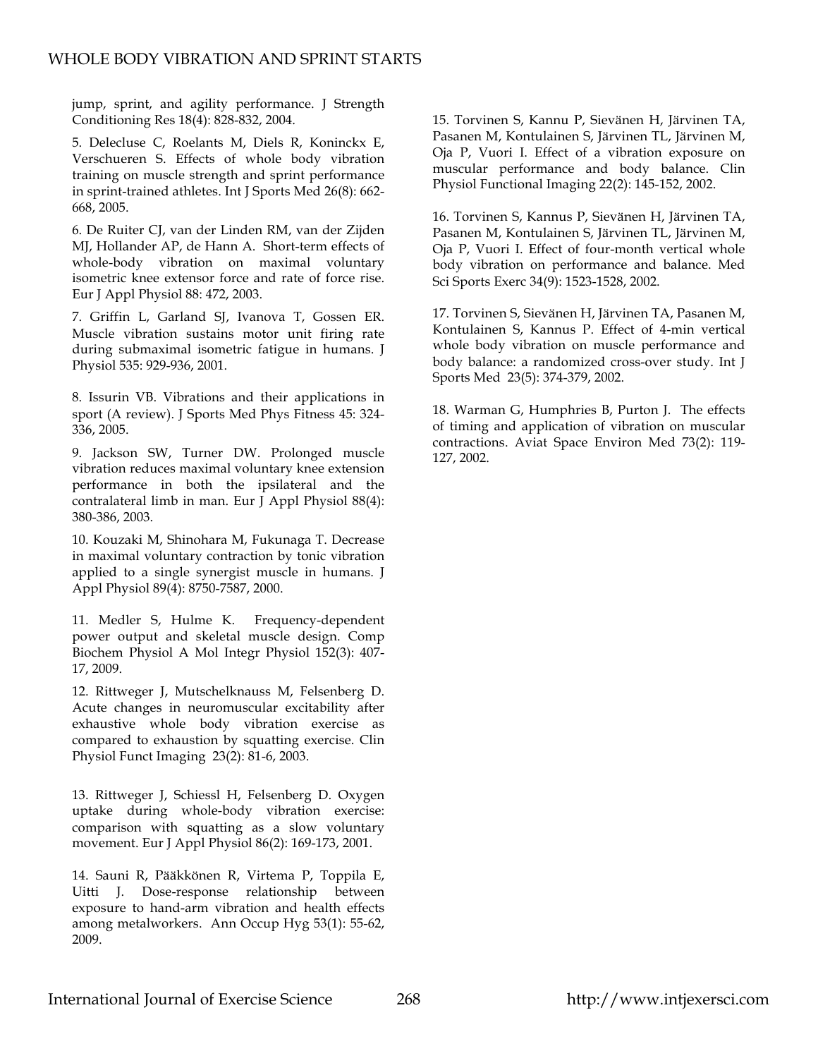jump, sprint, and agility performance. J Strength Conditioning Res 18(4): 828-832, 2004.

5. Delecluse C, Roelants M, Diels R, Koninckx E, Verschueren S. Effects of whole body vibration training on muscle strength and sprint performance in sprint-trained athletes. Int J Sports Med 26(8): 662-668, 2005.

6. De Ruiter CJ, van der Linden RM, van der Zijden MJ, Hollander AP, de Hann A. Short-term effects of whole-body vibration on maximal voluntary isometric knee extensor force and rate of force rise. Eur J Appl Physiol 88: 472, 2003.

7. Griffin L, Garland SJ, Ivanova T, Gossen ER. Muscle vibration sustains motor unit firing rate during submaximal isometric fatigue in humans. J Physiol 535: 929-936, 2001.

8. Issurin VB. Vibrations and their applications in sport (A review). J Sports Med Phys Fitness 45: 324-336, 2005.

9. Jackson SW, Turner DW. Prolonged muscle vibration reduces maximal voluntary knee extension performance in both the ipsilateral and the contralateral limb in man. Eur J Appl Physiol 88(4): 380-386, 2003.

10. Kouzaki M, Shinohara M, Fukunaga T. Decrease in maximal voluntary contraction by tonic vibration applied to a single synergist muscle in humans. J Appl Physiol 89(4): 8750-7587, 2000.

11. Medler S, Hulme K. Frequency-dependent power output and skeletal muscle design. Comp Biochem Physiol A Mol Integr Physiol 152(3): 407-17, 2009.

12. Rittweger J, Mutschelknauss M, Felsenberg D. Acute changes in neuromuscular excitability after exhaustive whole body vibration exercise as compared to exhaustion by squatting exercise. Clin Physiol Funct Imaging 23(2): 81-6, 2003.

13. Rittweger J, Schiessl H, Felsenberg D. Oxygen uptake during whole-body vibration exercise: comparison with squatting as a slow voluntary movement. Eur J Appl Physiol 86(2): 169-173, 2001.

14. Sauni R, Pääkkönen R, Virtema P, Toppila E, Uitti J. Dose-response relationship between exposure to hand-arm vibration and health effects among metalworkers. Ann Occup Hyg 53(1): 55-62, 2009.

15. Torvinen S, Kannu P, Sievänen H, Järvinen TA, Pasanen M, Kontulainen S, Järvinen TL, Järvinen M, Oja P, Vuori I. Effect of a vibration exposure on muscular performance and body balance. Clin Physiol Functional Imaging 22(2): 145-152, 2002.

16. Torvinen S, Kannus P, Sievänen H, Järvinen TA, Pasanen M, Kontulainen S, Järvinen TL, Järvinen M, Oja P, Vuori I. Effect of four-month vertical whole body vibration on performance and balance. Med Sci Sports Exerc 34(9): 1523-1528, 2002.

17. Torvinen S, Sievänen H, Järvinen TA, Pasanen M, Kontulainen S, Kannus P. Effect of 4-min vertical whole body vibration on muscle performance and body balance: a randomized cross-over study. Int J Sports Med 23(5): 374-379, 2002.

18. Warman G, Humphries B, Purton J. The effects of timing and application of vibration on muscular contractions. Aviat Space Environ Med 73(2): 119-127, 2002.